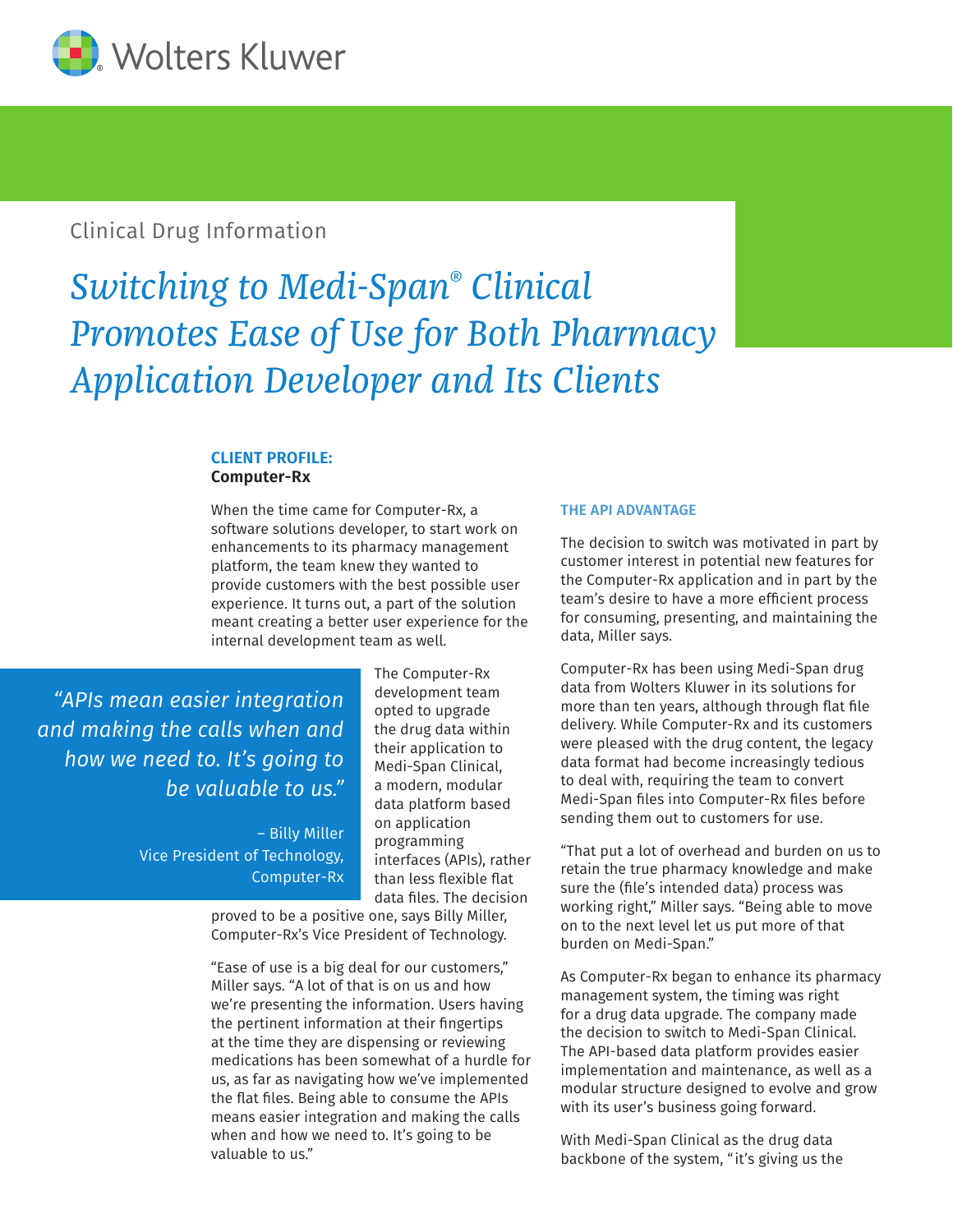Wolters Kluwer

Clinical Drug Information

# *Switching to Medi-Span® Clinical Promotes Ease of Use for Both Pharmacy Application Developer and Its Clients*

**CLIENT PROFILE:**
**Computer-Rx**

When the time came for Computer-Rx, a software solutions developer, to start work on enhancements to its pharmacy management platform, the team knew they wanted to provide customers with the best possible user experience. It turns out, a part of the solution meant creating a better user experience for the internal development team as well.

> *"APIs mean easier integration and making the calls when and how we need to. It's going to be valuable to us."*
>
> – Billy Miller
> Vice President of Technology, Computer-Rx

The Computer-Rx development team opted to upgrade the drug data within their application to Medi-Span Clinical, a modern, modular data platform based on application programming interfaces (APIs), rather than less flexible flat data files. The decision proved to be a positive one, says Billy Miller, Computer-Rx's Vice President of Technology.

"Ease of use is a big deal for our customers," Miller says. "A lot of that is on us and how we're presenting the information. Users having the pertinent information at their fingertips at the time they are dispensing or reviewing medications has been somewhat of a hurdle for us, as far as navigating how we've implemented the flat files. Being able to consume the APIs means easier integration and making the calls when and how we need to. It's going to be valuable to us."

## THE API ADVANTAGE

The decision to switch was motivated in part by customer interest in potential new features for the Computer-Rx application and in part by the team's desire to have a more efficient process for consuming, presenting, and maintaining the data, Miller says.

Computer-Rx has been using Medi-Span drug data from Wolters Kluwer in its solutions for more than ten years, although through flat file delivery. While Computer-Rx and its customers were pleased with the drug content, the legacy data format had become increasingly tedious to deal with, requiring the team to convert Medi-Span files into Computer-Rx files before sending them out to customers for use.

"That put a lot of overhead and burden on us to retain the true pharmacy knowledge and make sure the (file's intended data) process was working right," Miller says. "Being able to move on to the next level let us put more of that burden on Medi-Span."

As Computer-Rx began to enhance its pharmacy management system, the timing was right for a drug data upgrade. The company made the decision to switch to Medi-Span Clinical. The API-based data platform provides easier implementation and maintenance, as well as a modular structure designed to evolve and grow with its user's business going forward.

With Medi-Span Clinical as the drug data backbone of the system, "it's giving us the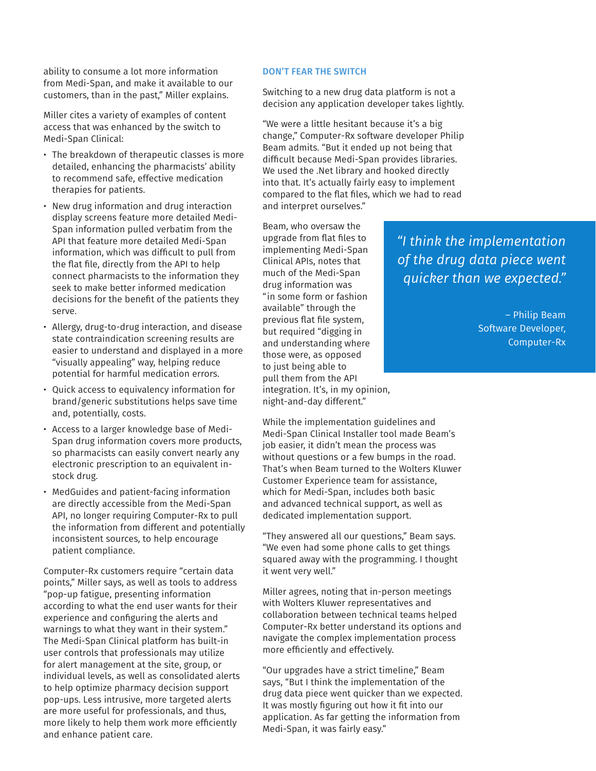ability to consume a lot more information from Medi-Span, and make it available to our customers, than in the past," Miller explains.

Miller cites a variety of examples of content access that was enhanced by the switch to Medi-Span Clinical:

- The breakdown of therapeutic classes is more detailed, enhancing the pharmacists' ability to recommend safe, effective medication therapies for patients.
- New drug information and drug interaction display screens feature more detailed Medi-Span information pulled verbatim from the API that feature more detailed Medi-Span information, which was difficult to pull from the flat file, directly from the API to help connect pharmacists to the information they seek to make better informed medication decisions for the benefit of the patients they serve.
- Allergy, drug-to-drug interaction, and disease state contraindication screening results are easier to understand and displayed in a more "visually appealing" way, helping reduce potential for harmful medication errors.
- Quick access to equivalency information for brand/generic substitutions helps save time and, potentially, costs.
- Access to a larger knowledge base of Medi-Span drug information covers more products, so pharmacists can easily convert nearly any electronic prescription to an equivalent in-stock drug.
- MedGuides and patient-facing information are directly accessible from the Medi-Span API, no longer requiring Computer-Rx to pull the information from different and potentially inconsistent sources, to help encourage patient compliance.

Computer-Rx customers require "certain data points," Miller says, as well as tools to address "pop-up fatigue, presenting information according to what the end user wants for their experience and configuring the alerts and warnings to what they want in their system." The Medi-Span Clinical platform has built-in user controls that professionals may utilize for alert management at the site, group, or individual levels, as well as consolidated alerts to help optimize pharmacy decision support pop-ups. Less intrusive, more targeted alerts are more useful for professionals, and thus, more likely to help them work more efficiently and enhance patient care.

## DON'T FEAR THE SWITCH

Switching to a new drug data platform is not a decision any application developer takes lightly.

"We were a little hesitant because it's a big change," Computer-Rx software developer Philip Beam admits. "But it ended up not being that difficult because Medi-Span provides libraries. We used the .Net library and hooked directly into that. It's actually fairly easy to implement compared to the flat files, which we had to read and interpret ourselves."

Beam, who oversaw the upgrade from flat files to implementing Medi-Span Clinical APIs, notes that much of the Medi-Span drug information was "in some form or fashion available" through the previous flat file system, but required "digging in and understanding where those were, as opposed to just being able to pull them from the API integration. It's, in my opinion, night-and-day different."

> *"I think the implementation of the drug data piece went quicker than we expected."*
>
> – Philip Beam
> Software Developer,
> Computer-Rx

While the implementation guidelines and Medi-Span Clinical Installer tool made Beam's job easier, it didn't mean the process was without questions or a few bumps in the road. That's when Beam turned to the Wolters Kluwer Customer Experience team for assistance, which for Medi-Span, includes both basic and advanced technical support, as well as dedicated implementation support.

"They answered all our questions," Beam says. "We even had some phone calls to get things squared away with the programming. I thought it went very well."

Miller agrees, noting that in-person meetings with Wolters Kluwer representatives and collaboration between technical teams helped Computer-Rx better understand its options and navigate the complex implementation process more efficiently and effectively.

"Our upgrades have a strict timeline," Beam says, "But I think the implementation of the drug data piece went quicker than we expected. It was mostly figuring out how it fit into our application. As far getting the information from Medi-Span, it was fairly easy."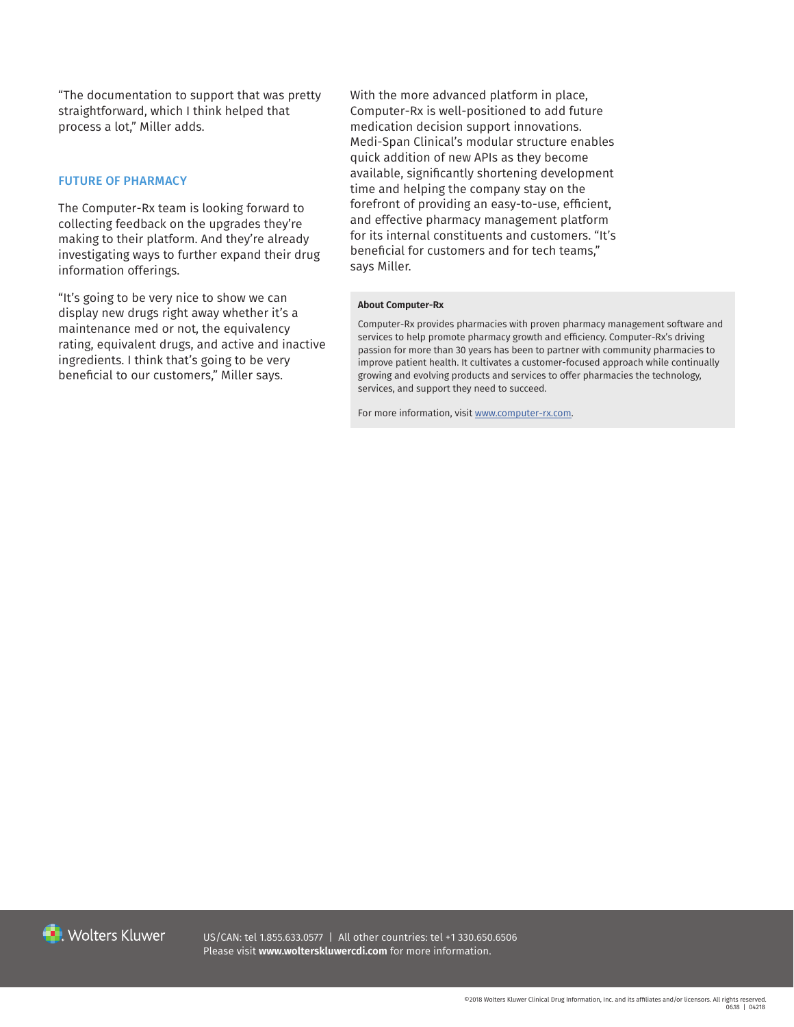"The documentation to support that was pretty straightforward, which I think helped that process a lot," Miller adds.

## FUTURE OF PHARMACY

The Computer-Rx team is looking forward to collecting feedback on the upgrades they're making to their platform. And they're already investigating ways to further expand their drug information offerings.

"It's going to be very nice to show we can display new drugs right away whether it's a maintenance med or not, the equivalency rating, equivalent drugs, and active and inactive ingredients. I think that's going to be very beneficial to our customers," Miller says.

With the more advanced platform in place, Computer-Rx is well-positioned to add future medication decision support innovations. Medi-Span Clinical's modular structure enables quick addition of new APIs as they become available, significantly shortening development time and helping the company stay on the forefront of providing an easy-to-use, efficient, and effective pharmacy management platform for its internal constituents and customers. "It's beneficial for customers and for tech teams," says Miller.

**About Computer-Rx**

Computer-Rx provides pharmacies with proven pharmacy management software and services to help promote pharmacy growth and efficiency. Computer-Rx's driving passion for more than 30 years has been to partner with community pharmacies to improve patient health. It cultivates a customer-focused approach while continually growing and evolving products and services to offer pharmacies the technology, services, and support they need to succeed.

For more information, visit [www.computer-rx.com](www.computer-rx.com).

Wolters Kluwer

US/CAN: tel 1.855.633.0577 | All other countries: tel +1 330.650.6506
Please visit **www.wolterskluwercdi.com** for more information.

©2018 Wolters Kluwer Clinical Drug Information, Inc. and its affiliates and/or licensors. All rights reserved.
06.18 | 04218